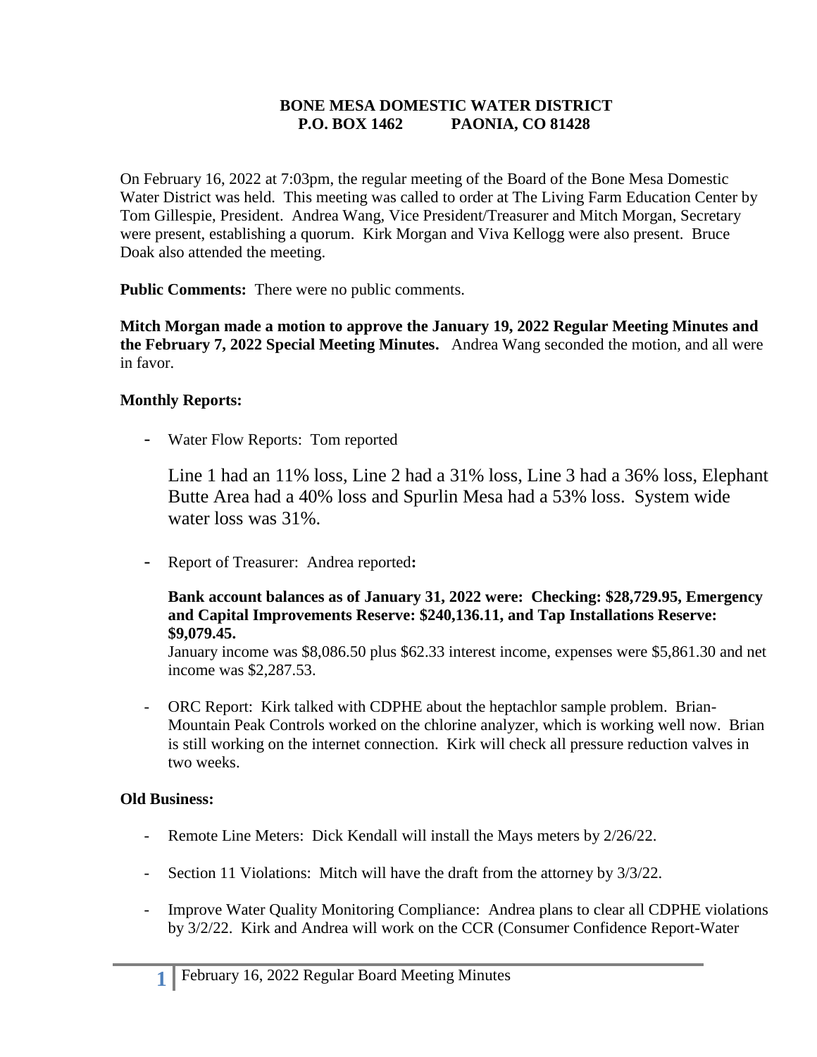**BONE MESA DOMESTIC WATER DISTRICT**
**P.O. BOX 1462 PAONIA, CO 81428**

On February 16, 2022 at 7:03pm, the regular meeting of the Board of the Bone Mesa Domestic Water District was held. This meeting was called to order at The Living Farm Education Center by Tom Gillespie, President. Andrea Wang, Vice President/Treasurer and Mitch Morgan, Secretary were present, establishing a quorum. Kirk Morgan and Viva Kellogg were also present. Bruce Doak also attended the meeting.

**Public Comments:** There were no public comments.

**Mitch Morgan made a motion to approve the January 19, 2022 Regular Meeting Minutes and the February 7, 2022 Special Meeting Minutes.** Andrea Wang seconded the motion, and all were in favor.

**Monthly Reports:**

- Water Flow Reports: Tom reported

  Line 1 had an 11% loss, Line 2 had a 31% loss, Line 3 had a 36% loss, Elephant Butte Area had a 40% loss and Spurlin Mesa had a 53% loss. System wide water loss was 31%.

- Report of Treasurer: Andrea reported**:**

  **Bank account balances as of January 31, 2022 were: Checking: $28,729.95, Emergency and Capital Improvements Reserve: $240,136.11, and Tap Installations Reserve: $9,079.45.**
  January income was $8,086.50 plus $62.33 interest income, expenses were $5,861.30 and net income was $2,287.53.

- ORC Report: Kirk talked with CDPHE about the heptachlor sample problem. Brian-Mountain Peak Controls worked on the chlorine analyzer, which is working well now. Brian is still working on the internet connection. Kirk will check all pressure reduction valves in two weeks.

**Old Business:**

- Remote Line Meters: Dick Kendall will install the Mays meters by 2/26/22.

- Section 11 Violations: Mitch will have the draft from the attorney by 3/3/22.

- Improve Water Quality Monitoring Compliance: Andrea plans to clear all CDPHE violations by 3/2/22. Kirk and Andrea will work on the CCR (Consumer Confidence Report-Water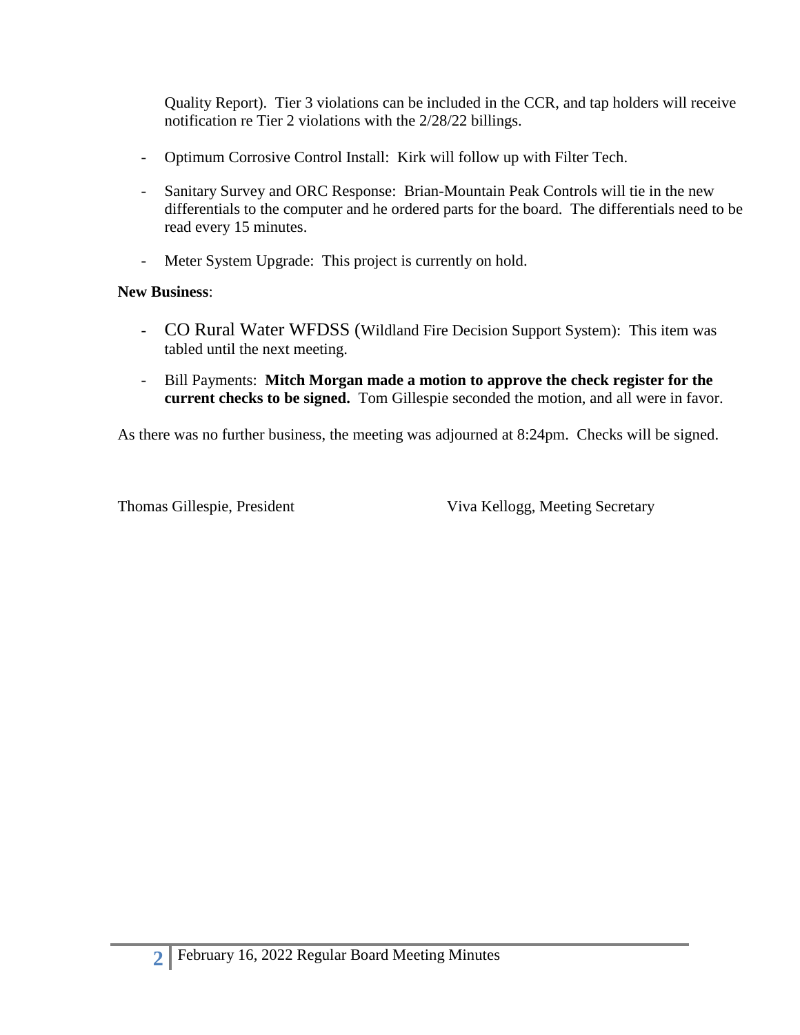Quality Report). Tier 3 violations can be included in the CCR, and tap holders will receive notification re Tier 2 violations with the 2/28/22 billings.

- Optimum Corrosive Control Install: Kirk will follow up with Filter Tech.
- Sanitary Survey and ORC Response: Brian-Mountain Peak Controls will tie in the new differentials to the computer and he ordered parts for the board. The differentials need to be read every 15 minutes.
- Meter System Upgrade: This project is currently on hold.

**New Business**:

- CO Rural Water WFDSS (Wildland Fire Decision Support System): This item was tabled until the next meeting.
- Bill Payments: **Mitch Morgan made a motion to approve the check register for the current checks to be signed.** Tom Gillespie seconded the motion, and all were in favor.

As there was no further business, the meeting was adjourned at 8:24pm. Checks will be signed.

Thomas Gillespie, President

Viva Kellogg, Meeting Secretary